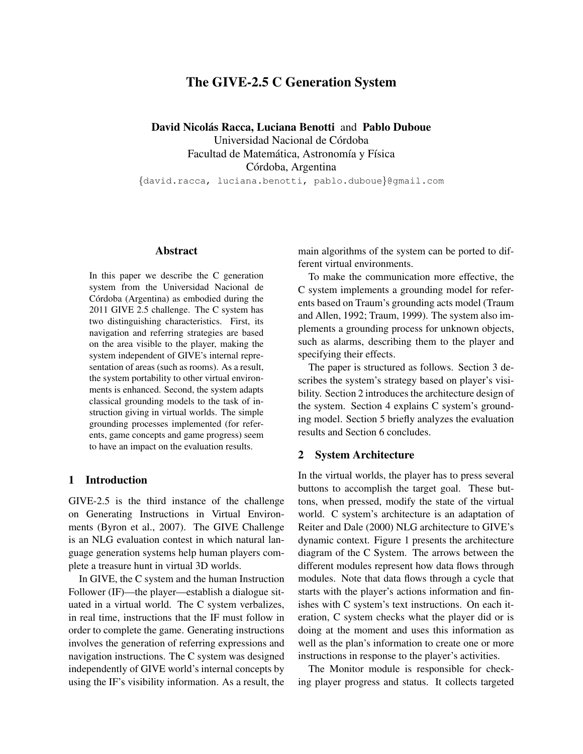# The GIVE-2.5 C Generation System

**David Nicolás Racca, Luciana Benotti and Pablo Duboue**
Universidad Nacional de Córdoba
Facultad de Matemática, Astronomía y Física
Córdoba, Argentina
{david.racca, luciana.benotti, pablo.duboue}@gmail.com

## Abstract

In this paper we describe the C generation system from the Universidad Nacional de Córdoba (Argentina) as embodied during the 2011 GIVE 2.5 challenge. The C system has two distinguishing characteristics. First, its navigation and referring strategies are based on the area visible to the player, making the system independent of GIVE's internal representation of areas (such as rooms). As a result, the system portability to other virtual environments is enhanced. Second, the system adapts classical grounding models to the task of instruction giving in virtual worlds. The simple grounding processes implemented (for referents, game concepts and game progress) seem to have an impact on the evaluation results.

## 1 Introduction

GIVE-2.5 is the third instance of the challenge on Generating Instructions in Virtual Environments (Byron et al., 2007). The GIVE Challenge is an NLG evaluation contest in which natural language generation systems help human players complete a treasure hunt in virtual 3D worlds.

In GIVE, the C system and the human Instruction Follower (IF)—the player—establish a dialogue situated in a virtual world. The C system verbalizes, in real time, instructions that the IF must follow in order to complete the game. Generating instructions involves the generation of referring expressions and navigation instructions. The C system was designed independently of GIVE world's internal concepts by using the IF's visibility information. As a result, the main algorithms of the system can be ported to different virtual environments.

To make the communication more effective, the C system implements a grounding model for referents based on Traum's grounding acts model (Traum and Allen, 1992; Traum, 1999). The system also implements a grounding process for unknown objects, such as alarms, describing them to the player and specifying their effects.

The paper is structured as follows. Section 3 describes the system's strategy based on player's visibility. Section 2 introduces the architecture design of the system. Section 4 explains C system's grounding model. Section 5 briefly analyzes the evaluation results and Section 6 concludes.

## 2 System Architecture

In the virtual worlds, the player has to press several buttons to accomplish the target goal. These buttons, when pressed, modify the state of the virtual world. C system's architecture is an adaptation of Reiter and Dale (2000) NLG architecture to GIVE's dynamic context. Figure 1 presents the architecture diagram of the C System. The arrows between the different modules represent how data flows through modules. Note that data flows through a cycle that starts with the player's actions information and finishes with C system's text instructions. On each iteration, C system checks what the player did or is doing at the moment and uses this information as well as the plan's information to create one or more instructions in response to the player's activities.

The Monitor module is responsible for checking player progress and status. It collects targeted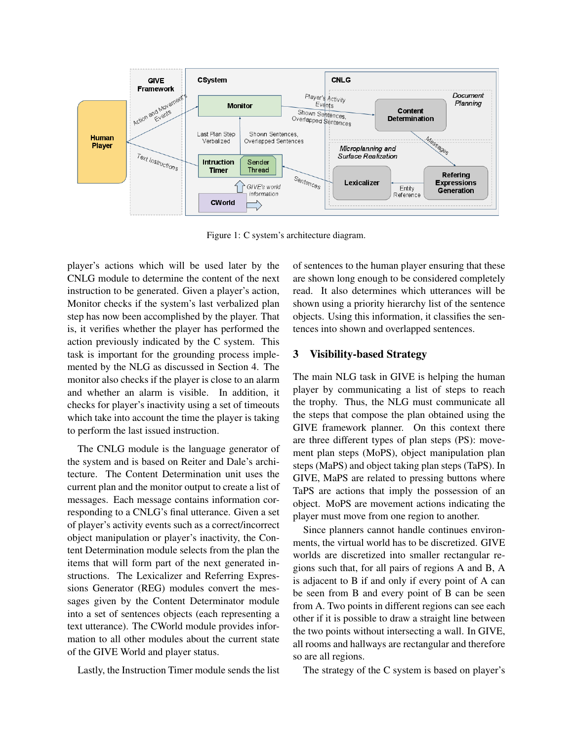Figure 1: C system's architecture diagram.

player's actions which will be used later by the CNLG module to determine the content of the next instruction to be generated. Given a player's action, Monitor checks if the system's last verbalized plan step has now been accomplished by the player. That is, it verifies whether the player has performed the action previously indicated by the C system. This task is important for the grounding process implemented by the NLG as discussed in Section 4. The monitor also checks if the player is close to an alarm and whether an alarm is visible. In addition, it checks for player's inactivity using a set of timeouts which take into account the time the player is taking to perform the last issued instruction.

The CNLG module is the language generator of the system and is based on Reiter and Dale's architecture. The Content Determination unit uses the current plan and the monitor output to create a list of messages. Each message contains information corresponding to a CNLG's final utterance. Given a set of player's activity events such as a correct/incorrect object manipulation or player's inactivity, the Content Determination module selects from the plan the items that will form part of the next generated instructions. The Lexicalizer and Referring Expressions Generator (REG) modules convert the messages given by the Content Determinator module into a set of sentences objects (each representing a text utterance). The CWorld module provides information to all other modules about the current state of the GIVE World and player status.

Lastly, the Instruction Timer module sends the list of sentences to the human player ensuring that these are shown long enough to be considered completely read. It also determines which utterances will be shown using a priority hierarchy list of the sentence objects. Using this information, it classifies the sentences into shown and overlapped sentences.

## 3 Visibility-based Strategy

The main NLG task in GIVE is helping the human player by communicating a list of steps to reach the trophy. Thus, the NLG must communicate all the steps that compose the plan obtained using the GIVE framework planner. On this context there are three different types of plan steps (PS): movement plan steps (MoPS), object manipulation plan steps (MaPS) and object taking plan steps (TaPS). In GIVE, MaPS are related to pressing buttons where TaPS are actions that imply the possession of an object. MoPS are movement actions indicating the player must move from one region to another.

Since planners cannot handle continues environments, the virtual world has to be discretized. GIVE worlds are discretized into smaller rectangular regions such that, for all pairs of regions A and B, A is adjacent to B if and only if every point of A can be seen from B and every point of B can be seen from A. Two points in different regions can see each other if it is possible to draw a straight line between the two points without intersecting a wall. In GIVE, all rooms and hallways are rectangular and therefore so are all regions.

The strategy of the C system is based on player's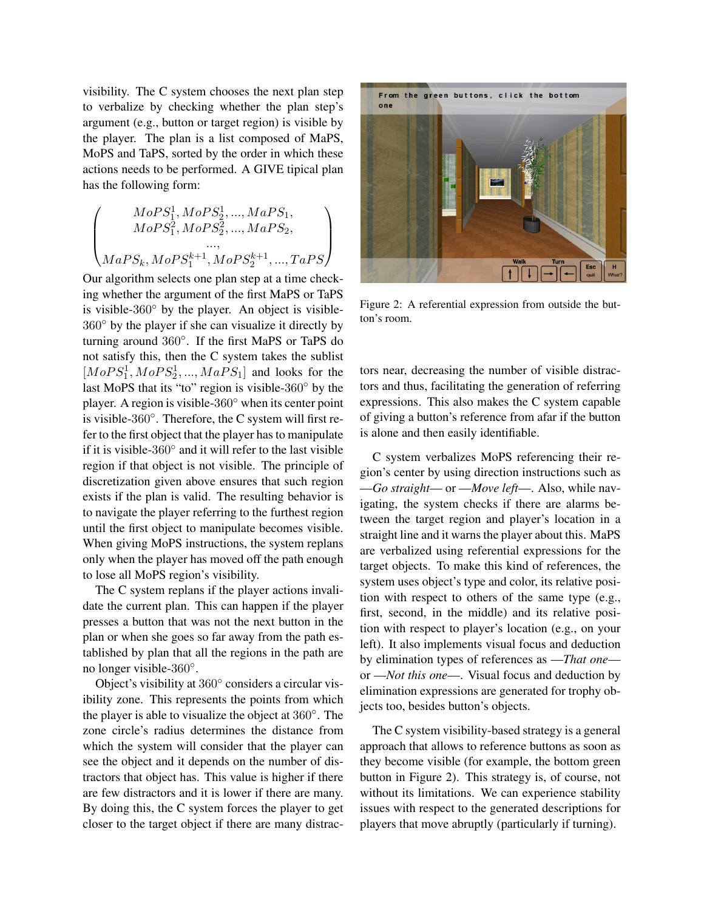visibility. The C system chooses the next plan step to verbalize by checking whether the plan step's argument (e.g., button or target region) is visible by the player. The plan is a list composed of MaPS, MoPS and TaPS, sorted by the order in which these actions needs to be performed. A GIVE tipical plan has the following form:

$$\left( \begin{array}{c} MoPS_1^1, MoPS_2^1, ..., MaPS_1, \\ MoPS_1^2, MoPS_2^2, ..., MaPS_2, \\ ..., \\ MaPS_k, MoPS_1^{k+1}, MoPS_2^{k+1}, ..., TaPS \end{array} \right)$$

Our algorithm selects one plan step at a time checking whether the argument of the first MaPS or TaPS is visible-360° by the player. An object is visible-360° by the player if she can visualize it directly by turning around 360°. If the first MaPS or TaPS do not satisfy this, then the C system takes the sublist $[MoPS_1^1, MoPS_2^1, ..., MaPS_1]$ and looks for the last MoPS that its "to" region is visible-360° by the player. A region is visible-360° when its center point is visible-360°. Therefore, the C system will first refer to the first object that the player has to manipulate if it is visible-360° and it will refer to the last visible region if that object is not visible. The principle of discretization given above ensures that such region exists if the plan is valid. The resulting behavior is to navigate the player referring to the furthest region until the first object to manipulate becomes visible. When giving MoPS instructions, the system replans only when the player has moved off the path enough to lose all MoPS region's visibility.

The C system replans if the player actions invalidate the current plan. This can happen if the player presses a button that was not the next button in the plan or when she goes so far away from the path established by plan that all the regions in the path are no longer visible-360°.

Object's visibility at 360° considers a circular visibility zone. This represents the points from which the player is able to visualize the object at 360°. The zone circle's radius determines the distance from which the system will consider that the player can see the object and it depends on the number of distractors that object has. This value is higher if there are few distractors and it is lower if there are many. By doing this, the C system forces the player to get closer to the target object if there are many distractors near, decreasing the number of visible distractors and thus, facilitating the generation of referring expressions. This also makes the C system capable of giving a button's reference from afar if the button is alone and then easily identifiable.

Figure 2: A referential expression from outside the button's room.

C system verbalizes MoPS referencing their region's center by using direction instructions such as —*Go straight*— or —*Move left*—. Also, while navigating, the system checks if there are alarms between the target region and player's location in a straight line and it warns the player about this. MaPS are verbalized using referential expressions for the target objects. To make this kind of references, the system uses object's type and color, its relative position with respect to others of the same type (e.g., first, second, in the middle) and its relative position with respect to player's location (e.g., on your left). It also implements visual focus and deduction by elimination types of references as —*That one*— or —*Not this one*—. Visual focus and deduction by elimination expressions are generated for trophy objects too, besides button's objects.

The C system visibility-based strategy is a general approach that allows to reference buttons as soon as they become visible (for example, the bottom green button in Figure 2). This strategy is, of course, not without its limitations. We can experience stability issues with respect to the generated descriptions for players that move abruptly (particularly if turning).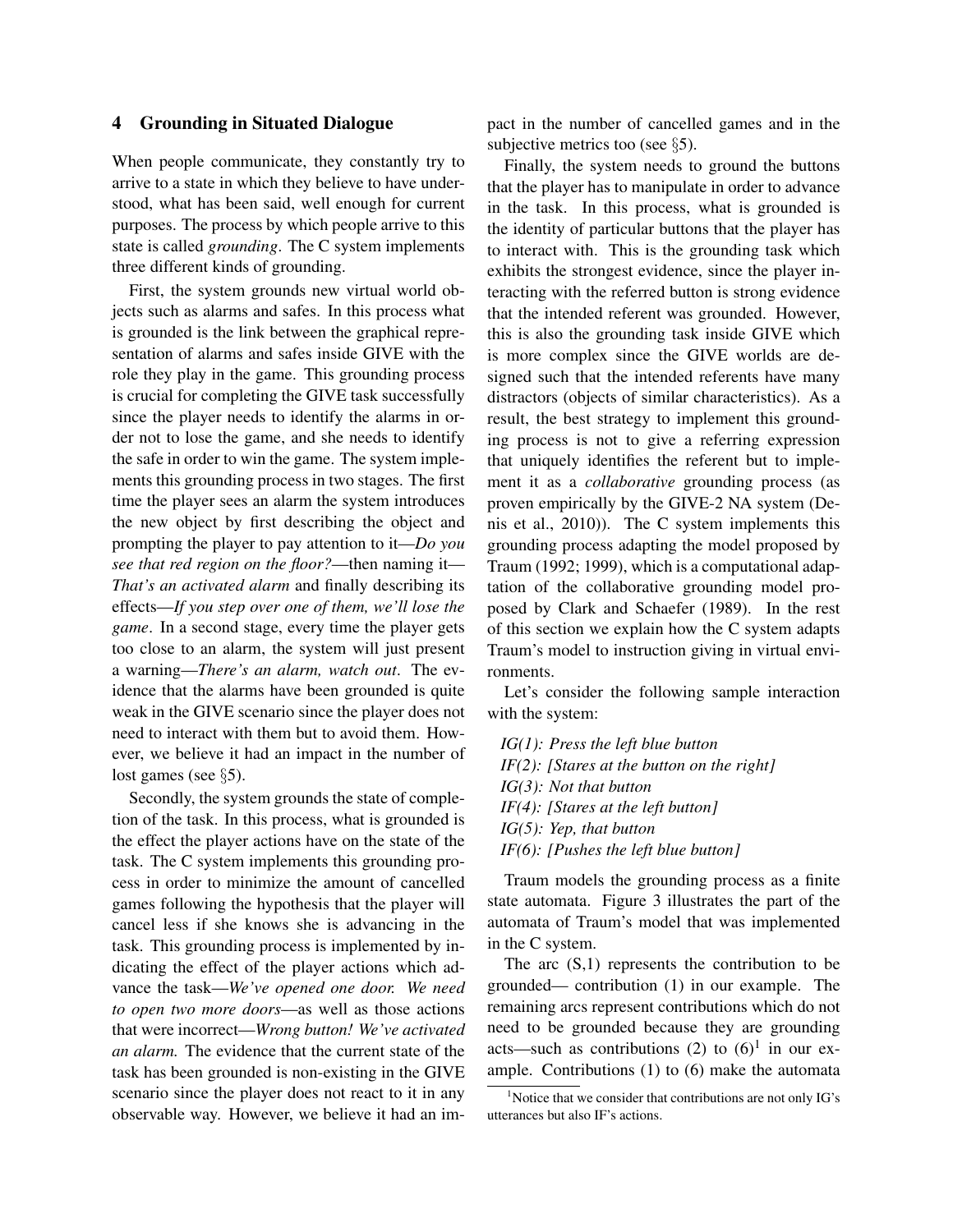## 4 Grounding in Situated Dialogue

When people communicate, they constantly try to arrive to a state in which they believe to have understood, what has been said, well enough for current purposes. The process by which people arrive to this state is called *grounding*. The C system implements three different kinds of grounding.

First, the system grounds new virtual world objects such as alarms and safes. In this process what is grounded is the link between the graphical representation of alarms and safes inside GIVE with the role they play in the game. This grounding process is crucial for completing the GIVE task successfully since the player needs to identify the alarms in order not to lose the game, and she needs to identify the safe in order to win the game. The system implements this grounding process in two stages. The first time the player sees an alarm the system introduces the new object by first describing the object and prompting the player to pay attention to it—*Do you see that red region on the floor?*—then naming it—*That's an activated alarm* and finally describing its effects—*If you step over one of them, we'll lose the game*. In a second stage, every time the player gets too close to an alarm, the system will just present a warning—*There's an alarm, watch out*. The evidence that the alarms have been grounded is quite weak in the GIVE scenario since the player does not need to interact with them but to avoid them. However, we believe it had an impact in the number of lost games (see §5).

Secondly, the system grounds the state of completion of the task. In this process, what is grounded is the effect the player actions have on the state of the task. The C system implements this grounding process in order to minimize the amount of cancelled games following the hypothesis that the player will cancel less if she knows she is advancing in the task. This grounding process is implemented by indicating the effect of the player actions which advance the task—*We've opened one door. We need to open two more doors*—as well as those actions that were incorrect—*Wrong button! We've activated an alarm.* The evidence that the current state of the task has been grounded is non-existing in the GIVE scenario since the player does not react to it in any observable way. However, we believe it had an impact in the number of cancelled games and in the subjective metrics too (see §5).

Finally, the system needs to ground the buttons that the player has to manipulate in order to advance in the task. In this process, what is grounded is the identity of particular buttons that the player has to interact with. This is the grounding task which exhibits the strongest evidence, since the player interacting with the referred button is strong evidence that the intended referent was grounded. However, this is also the grounding task inside GIVE which is more complex since the GIVE worlds are designed such that the intended referents have many distractors (objects of similar characteristics). As a result, the best strategy to implement this grounding process is not to give a referring expression that uniquely identifies the referent but to implement it as a *collaborative* grounding process (as proven empirically by the GIVE-2 NA system (Denis et al., 2010)). The C system implements this grounding process adapting the model proposed by Traum (1992; 1999), which is a computational adaptation of the collaborative grounding model proposed by Clark and Schaefer (1989). In the rest of this section we explain how the C system adapts Traum's model to instruction giving in virtual environments.

Let's consider the following sample interaction with the system:

*IG(1): Press the left blue button*
*IF(2): [Stares at the button on the right]*
*IG(3): Not that button*
*IF(4): [Stares at the left button]*
*IG(5): Yep, that button*
*IF(6): [Pushes the left blue button]*

Traum models the grounding process as a finite state automata. Figure 3 illustrates the part of the automata of Traum's model that was implemented in the C system.

The arc (S,1) represents the contribution to be grounded— contribution (1) in our example. The remaining arcs represent contributions which do not need to be grounded because they are grounding acts—such as contributions (2) to (6)[1] in our example. Contributions (1) to (6) make the automata

[1] Notice that we consider that contributions are not only IG's utterances but also IF's actions.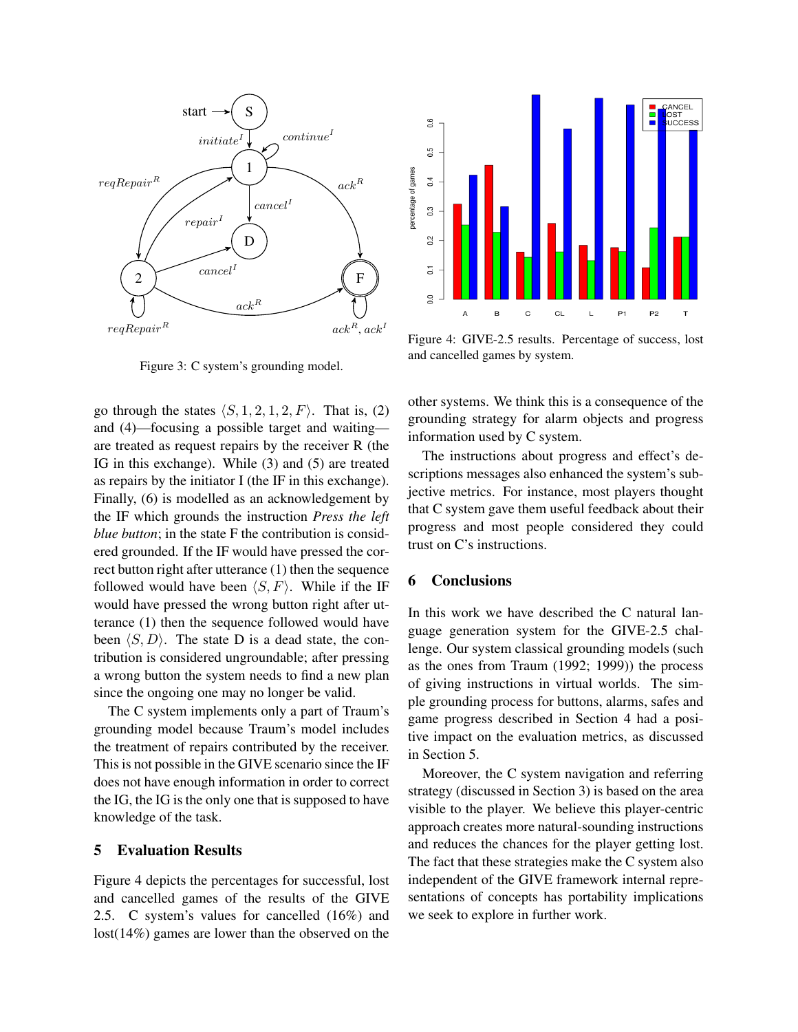Figure 3: C system's grounding model.

Figure 4: GIVE-2.5 results. Percentage of success, lost and cancelled games by system.

go through the states $\langle S, 1, 2, 1, 2, F \rangle$. That is, (2) and (4)—focusing a possible target and waiting—are treated as request repairs by the receiver R (the IG in this exchange). While (3) and (5) are treated as repairs by the initiator I (the IF in this exchange). Finally, (6) is modelled as an acknowledgement by the IF which grounds the instruction *Press the left blue button*; in the state F the contribution is considered grounded. If the IF would have pressed the correct button right after utterance (1) then the sequence followed would have been $\langle S, F \rangle$. While if the IF would have pressed the wrong button right after utterance (1) then the sequence followed would have been $\langle S, D \rangle$. The state D is a dead state, the contribution is considered ungroundable; after pressing a wrong button the system needs to find a new plan since the ongoing one may no longer be valid.

The C system implements only a part of Traum's grounding model because Traum's model includes the treatment of repairs contributed by the receiver. This is not possible in the GIVE scenario since the IF does not have enough information in order to correct the IG, the IG is the only one that is supposed to have knowledge of the task.

## 5 Evaluation Results

Figure 4 depicts the percentages for successful, lost and cancelled games of the results of the GIVE 2.5. C system's values for cancelled (16%) and lost(14%) games are lower than the observed on the other systems. We think this is a consequence of the grounding strategy for alarm objects and progress information used by C system.

The instructions about progress and effect's descriptions messages also enhanced the system's subjective metrics. For instance, most players thought that C system gave them useful feedback about their progress and most people considered they could trust on C's instructions.

## 6 Conclusions

In this work we have described the C natural language generation system for the GIVE-2.5 challenge. Our system classical grounding models (such as the ones from Traum (1992; 1999)) the process of giving instructions in virtual worlds. The simple grounding process for buttons, alarms, safes and game progress described in Section 4 had a positive impact on the evaluation metrics, as discussed in Section 5.

Moreover, the C system navigation and referring strategy (discussed in Section 3) is based on the area visible to the player. We believe this player-centric approach creates more natural-sounding instructions and reduces the chances for the player getting lost. The fact that these strategies make the C system also independent of the GIVE framework internal representations of concepts has portability implications we seek to explore in further work.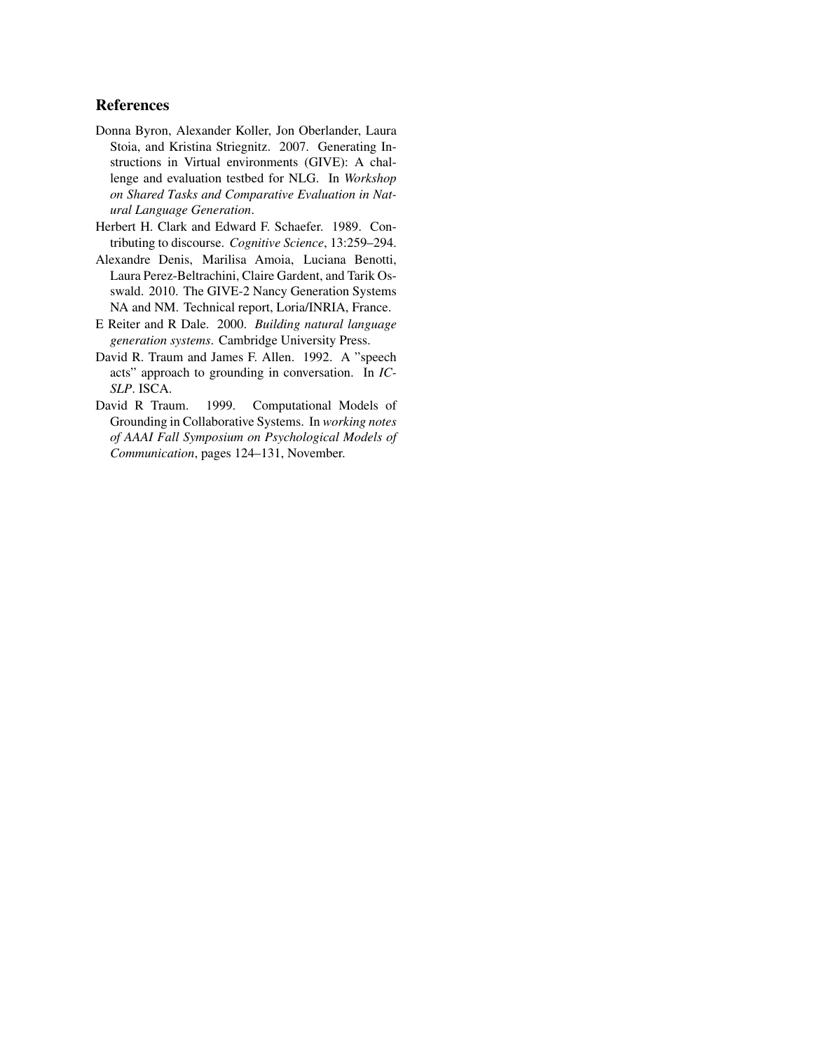## References

Donna Byron, Alexander Koller, Jon Oberlander, Laura Stoia, and Kristina Striegnitz. 2007. Generating Instructions in Virtual environments (GIVE): A challenge and evaluation testbed for NLG. In *Workshop on Shared Tasks and Comparative Evaluation in Natural Language Generation*.

Herbert H. Clark and Edward F. Schaefer. 1989. Contributing to discourse. *Cognitive Science*, 13:259–294.

Alexandre Denis, Marilisa Amoia, Luciana Benotti, Laura Perez-Beltrachini, Claire Gardent, and Tarik Osswald. 2010. The GIVE-2 Nancy Generation Systems NA and NM. Technical report, Loria/INRIA, France.

E Reiter and R Dale. 2000. *Building natural language generation systems*. Cambridge University Press.

David R. Traum and James F. Allen. 1992. A "speech acts" approach to grounding in conversation. In *ICSLP*. ISCA.

David R Traum. 1999. Computational Models of Grounding in Collaborative Systems. In *working notes of AAAI Fall Symposium on Psychological Models of Communication*, pages 124–131, November.